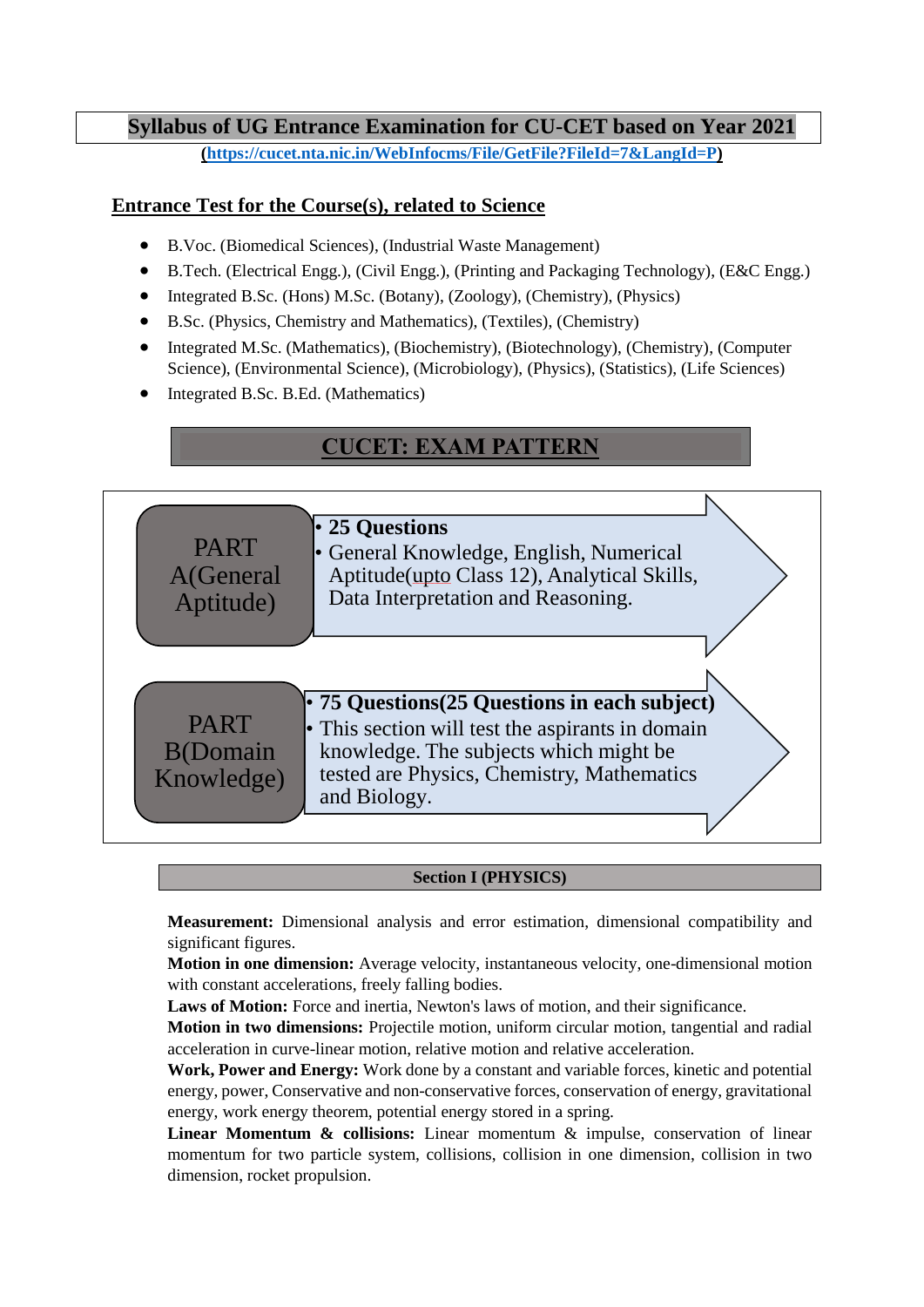# Syllabus of UG Entrance Examination for CU-CET based on Year 2021

**([https://cucet.nta.nic.in/WebInfocms/File/GetFile?FileId=7&LangId=P](https://cucet.nta.nic.in/WebInfocms/File/GetFile?FileId=7&LangId=P))**

## Entrance Test for the Course(s), related to Science

- B.Voc. (Biomedical Sciences), (Industrial Waste Management)
- B.Tech. (Electrical Engg.), (Civil Engg.), (Printing and Packaging Technology), (E&C Engg.)
- Integrated B.Sc. (Hons) M.Sc. (Botany), (Zoology), (Chemistry), (Physics)
- B.Sc. (Physics, Chemistry and Mathematics), (Textiles), (Chemistry)
- Integrated M.Sc. (Mathematics), (Biochemistry), (Biotechnology), (Chemistry), (Computer Science), (Environmental Science), (Microbiology), (Physics), (Statistics), (Life Sciences)
- Integrated B.Sc. B.Ed. (Mathematics)

## CUCET: EXAM PATTERN

**PART A(General Aptitude)**

- **25 Questions**
- General Knowledge, English, Numerical Aptitude(upto Class 12), Analytical Skills, Data Interpretation and Reasoning.

**PART B(Domain Knowledge)**

- **75 Questions(25 Questions in each subject)**
- This section will test the aspirants in domain knowledge. The subjects which might be tested are Physics, Chemistry, Mathematics and Biology.

### Section I (PHYSICS)

**Measurement:** Dimensional analysis and error estimation, dimensional compatibility and significant figures.

**Motion in one dimension:** Average velocity, instantaneous velocity, one-dimensional motion with constant accelerations, freely falling bodies.

**Laws of Motion:** Force and inertia, Newton's laws of motion, and their significance.

**Motion in two dimensions:** Projectile motion, uniform circular motion, tangential and radial acceleration in curve-linear motion, relative motion and relative acceleration.

**Work, Power and Energy:** Work done by a constant and variable forces, kinetic and potential energy, power, Conservative and non-conservative forces, conservation of energy, gravitational energy, work energy theorem, potential energy stored in a spring.

**Linear Momentum & collisions:** Linear momentum & impulse, conservation of linear momentum for two particle system, collisions, collision in one dimension, collision in two dimension, rocket propulsion.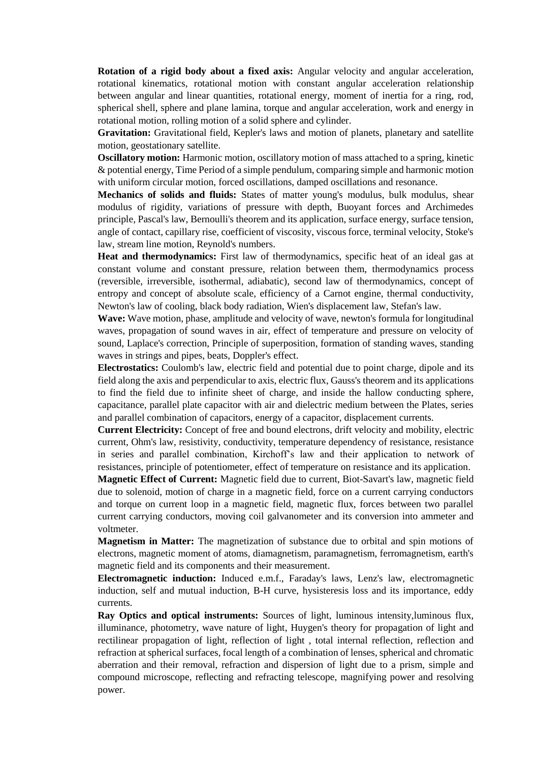**Rotation of a rigid body about a fixed axis:** Angular velocity and angular acceleration, rotational kinematics, rotational motion with constant angular acceleration relationship between angular and linear quantities, rotational energy, moment of inertia for a ring, rod, spherical shell, sphere and plane lamina, torque and angular acceleration, work and energy in rotational motion, rolling motion of a solid sphere and cylinder.

**Gravitation:** Gravitational field, Kepler's laws and motion of planets, planetary and satellite motion, geostationary satellite.

**Oscillatory motion:** Harmonic motion, oscillatory motion of mass attached to a spring, kinetic & potential energy, Time Period of a simple pendulum, comparing simple and harmonic motion with uniform circular motion, forced oscillations, damped oscillations and resonance.

**Mechanics of solids and fluids:** States of matter young's modulus, bulk modulus, shear modulus of rigidity, variations of pressure with depth, Buoyant forces and Archimedes principle, Pascal's law, Bernoulli's theorem and its application, surface energy, surface tension, angle of contact, capillary rise, coefficient of viscosity, viscous force, terminal velocity, Stoke's law, stream line motion, Reynold's numbers.

**Heat and thermodynamics:** First law of thermodynamics, specific heat of an ideal gas at constant volume and constant pressure, relation between them, thermodynamics process (reversible, irreversible, isothermal, adiabatic), second law of thermodynamics, concept of entropy and concept of absolute scale, efficiency of a Carnot engine, thermal conductivity, Newton's law of cooling, black body radiation, Wien's displacement law, Stefan's law.

**Wave:** Wave motion, phase, amplitude and velocity of wave, newton's formula for longitudinal waves, propagation of sound waves in air, effect of temperature and pressure on velocity of sound, Laplace's correction, Principle of superposition, formation of standing waves, standing waves in strings and pipes, beats, Doppler's effect.

**Electrostatics:** Coulomb's law, electric field and potential due to point charge, dipole and its field along the axis and perpendicular to axis, electric flux, Gauss's theorem and its applications to find the field due to infinite sheet of charge, and inside the hallow conducting sphere, capacitance, parallel plate capacitor with air and dielectric medium between the Plates, series and parallel combination of capacitors, energy of a capacitor, displacement currents.

**Current Electricity:** Concept of free and bound electrons, drift velocity and mobility, electric current, Ohm's law, resistivity, conductivity, temperature dependency of resistance, resistance in series and parallel combination, Kirchoff's law and their application to network of resistances, principle of potentiometer, effect of temperature on resistance and its application.

**Magnetic Effect of Current:** Magnetic field due to current, Biot-Savart's law, magnetic field due to solenoid, motion of charge in a magnetic field, force on a current carrying conductors and torque on current loop in a magnetic field, magnetic flux, forces between two parallel current carrying conductors, moving coil galvanometer and its conversion into ammeter and voltmeter.

**Magnetism in Matter:** The magnetization of substance due to orbital and spin motions of electrons, magnetic moment of atoms, diamagnetism, paramagnetism, ferromagnetism, earth's magnetic field and its components and their measurement.

**Electromagnetic induction:** Induced e.m.f., Faraday's laws, Lenz's law, electromagnetic induction, self and mutual induction, B-H curve, hysisteresis loss and its importance, eddy currents.

**Ray Optics and optical instruments:** Sources of light, luminous intensity,luminous flux, illuminance, photometry, wave nature of light, Huygen's theory for propagation of light and rectilinear propagation of light, reflection of light , total internal reflection, reflection and refraction at spherical surfaces, focal length of a combination of lenses, spherical and chromatic aberration and their removal, refraction and dispersion of light due to a prism, simple and compound microscope, reflecting and refracting telescope, magnifying power and resolving power.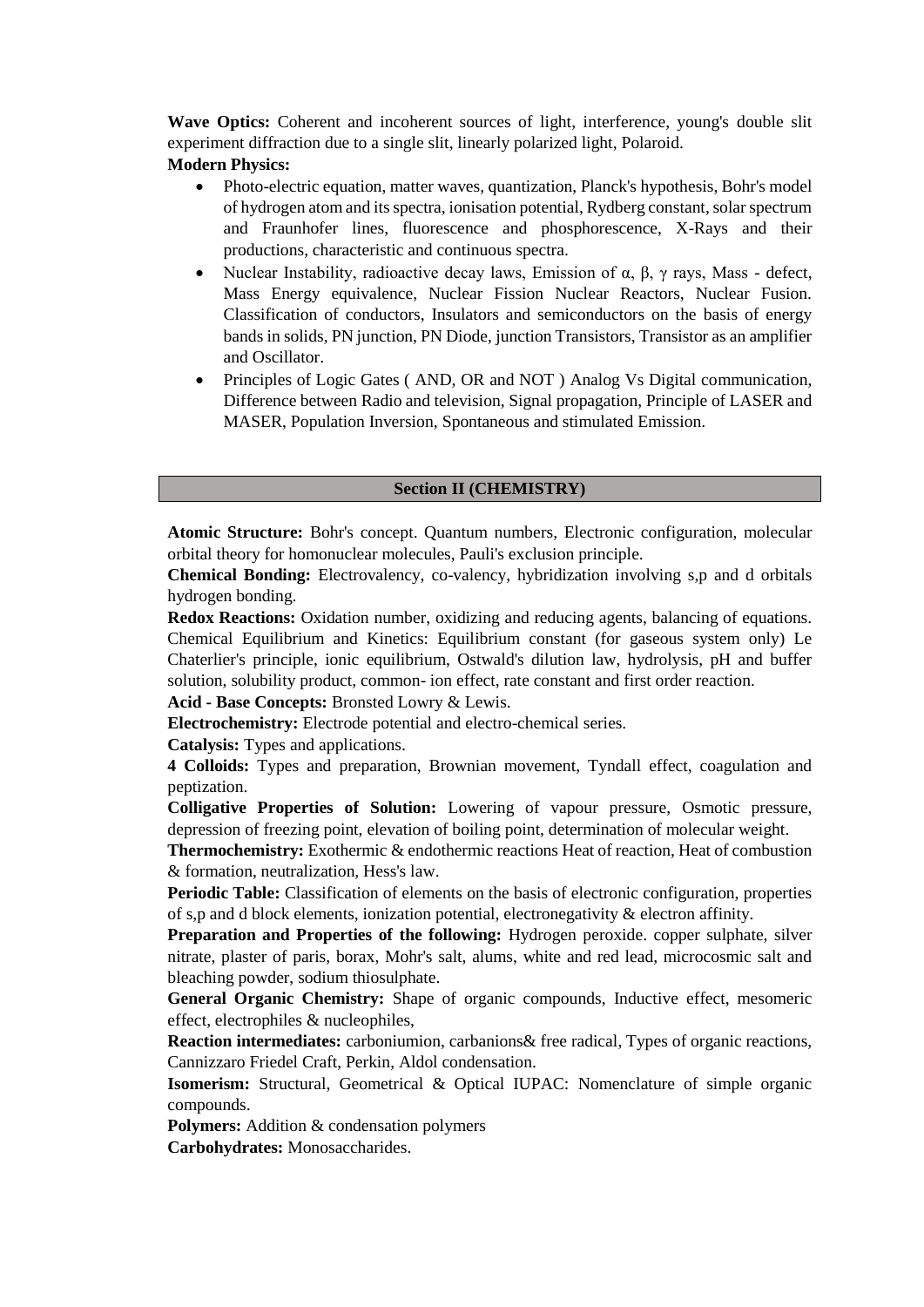**Wave Optics:** Coherent and incoherent sources of light, interference, young's double slit experiment diffraction due to a single slit, linearly polarized light, Polaroid.

**Modern Physics:**

- Photo-electric equation, matter waves, quantization, Planck's hypothesis, Bohr's model of hydrogen atom and its spectra, ionisation potential, Rydberg constant, solar spectrum and Fraunhofer lines, fluorescence and phosphorescence, X-Rays and their productions, characteristic and continuous spectra.
- Nuclear Instability, radioactive decay laws, Emission of $\alpha$, $\beta$, $\gamma$ rays, Mass - defect, Mass Energy equivalence, Nuclear Fission Nuclear Reactors, Nuclear Fusion. Classification of conductors, Insulators and semiconductors on the basis of energy bands in solids, PN junction, PN Diode, junction Transistors, Transistor as an amplifier and Oscillator.
- Principles of Logic Gates ( AND, OR and NOT ) Analog Vs Digital communication, Difference between Radio and television, Signal propagation, Principle of LASER and MASER, Population Inversion, Spontaneous and stimulated Emission.

## Section II (CHEMISTRY)

**Atomic Structure:** Bohr's concept. Quantum numbers, Electronic configuration, molecular orbital theory for homonuclear molecules, Pauli's exclusion principle.

**Chemical Bonding:** Electrovalency, co-valency, hybridization involving s,p and d orbitals hydrogen bonding.

**Redox Reactions:** Oxidation number, oxidizing and reducing agents, balancing of equations. Chemical Equilibrium and Kinetics: Equilibrium constant (for gaseous system only) Le Chaterlier's principle, ionic equilibrium, Ostwald's dilution law, hydrolysis, pH and buffer solution, solubility product, common- ion effect, rate constant and first order reaction.

**Acid - Base Concepts:** Bronsted Lowry & Lewis.

**Electrochemistry:** Electrode potential and electro-chemical series.

**Catalysis:** Types and applications.

**4 Colloids:** Types and preparation, Brownian movement, Tyndall effect, coagulation and peptization.

**Colligative Properties of Solution:** Lowering of vapour pressure, Osmotic pressure, depression of freezing point, elevation of boiling point, determination of molecular weight.

**Thermochemistry:** Exothermic & endothermic reactions Heat of reaction, Heat of combustion & formation, neutralization, Hess's law.

**Periodic Table:** Classification of elements on the basis of electronic configuration, properties of s,p and d block elements, ionization potential, electronegativity & electron affinity.

**Preparation and Properties of the following:** Hydrogen peroxide. copper sulphate, silver nitrate, plaster of paris, borax, Mohr's salt, alums, white and red lead, microcosmic salt and bleaching powder, sodium thiosulphate.

**General Organic Chemistry:** Shape of organic compounds, Inductive effect, mesomeric effect, electrophiles & nucleophiles,

**Reaction intermediates:** carboniumion, carbanions& free radical, Types of organic reactions, Cannizzaro Friedel Craft, Perkin, Aldol condensation.

**Isomerism:** Structural, Geometrical & Optical IUPAC: Nomenclature of simple organic compounds.

**Polymers:** Addition & condensation polymers

**Carbohydrates:** Monosaccharides.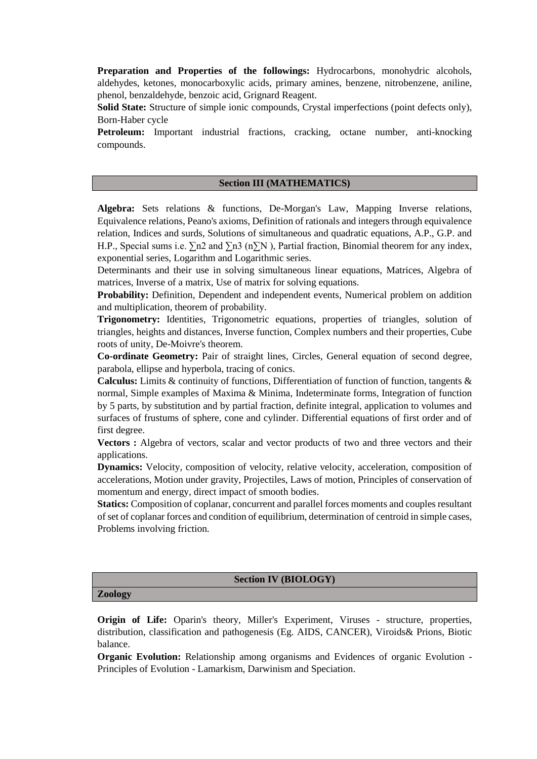**Preparation and Properties of the followings:** Hydrocarbons, monohydric alcohols, aldehydes, ketones, monocarboxylic acids, primary amines, benzene, nitrobenzene, aniline, phenol, benzaldehyde, benzoic acid, Grignard Reagent.

**Solid State:** Structure of simple ionic compounds, Crystal imperfections (point defects only), Born-Haber cycle

**Petroleum:** Important industrial fractions, cracking, octane number, anti-knocking compounds.

## Section III (MATHEMATICS)

**Algebra:** Sets relations & functions, De-Morgan's Law, Mapping Inverse relations, Equivalence relations, Peano's axioms, Definition of rationals and integers through equivalence relation, Indices and surds, Solutions of simultaneous and quadratic equations, A.P., G.P. and H.P., Special sums i.e. $\sum n2$ and $\sum n3$ ($n\sum N$ ), Partial fraction, Binomial theorem for any index, exponential series, Logarithm and Logarithmic series.

Determinants and their use in solving simultaneous linear equations, Matrices, Algebra of matrices, Inverse of a matrix, Use of matrix for solving equations.

**Probability:** Definition, Dependent and independent events, Numerical problem on addition and multiplication, theorem of probability.

**Trigonometry:** Identities, Trigonometric equations, properties of triangles, solution of triangles, heights and distances, Inverse function, Complex numbers and their properties, Cube roots of unity, De-Moivre's theorem.

**Co-ordinate Geometry:** Pair of straight lines, Circles, General equation of second degree, parabola, ellipse and hyperbola, tracing of conics.

**Calculus:** Limits & continuity of functions, Differentiation of function of function, tangents & normal, Simple examples of Maxima & Minima, Indeterminate forms, Integration of function by 5 parts, by substitution and by partial fraction, definite integral, application to volumes and surfaces of frustums of sphere, cone and cylinder. Differential equations of first order and of first degree.

**Vectors :** Algebra of vectors, scalar and vector products of two and three vectors and their applications.

**Dynamics:** Velocity, composition of velocity, relative velocity, acceleration, composition of accelerations, Motion under gravity, Projectiles, Laws of motion, Principles of conservation of momentum and energy, direct impact of smooth bodies.

**Statics:** Composition of coplanar, concurrent and parallel forces moments and couples resultant of set of coplanar forces and condition of equilibrium, determination of centroid in simple cases, Problems involving friction.

## Section IV (BIOLOGY)

### Zoology

**Origin of Life:** Oparin's theory, Miller's Experiment, Viruses - structure, properties, distribution, classification and pathogenesis (Eg. AIDS, CANCER), Viroids& Prions, Biotic balance.

**Organic Evolution:** Relationship among organisms and Evidences of organic Evolution - Principles of Evolution - Lamarkism, Darwinism and Speciation.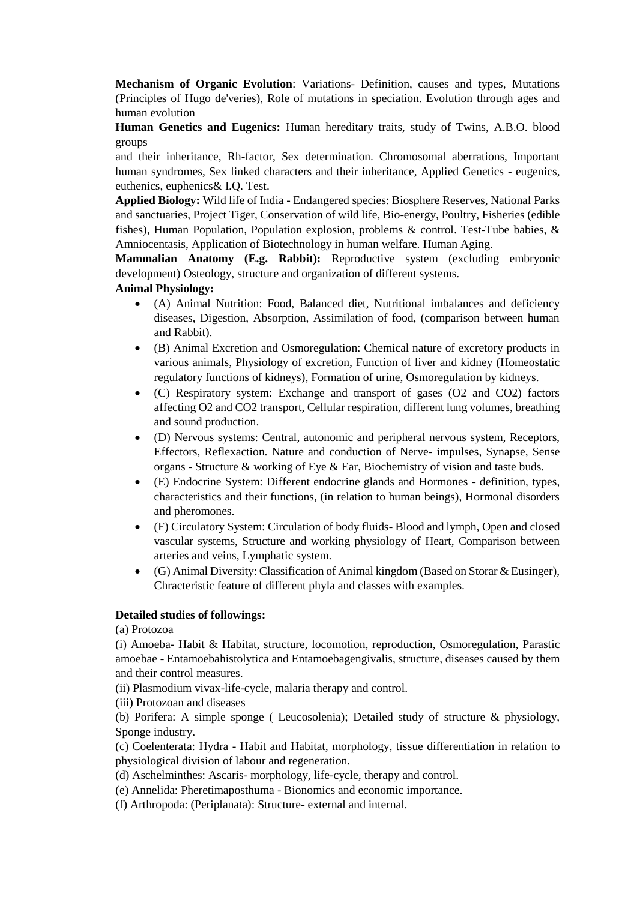**Mechanism of Organic Evolution**: Variations- Definition, causes and types, Mutations (Principles of Hugo de'veries), Role of mutations in speciation. Evolution through ages and human evolution

**Human Genetics and Eugenics:** Human hereditary traits, study of Twins, A.B.O. blood groups

and their inheritance, Rh-factor, Sex determination. Chromosomal aberrations, Important human syndromes, Sex linked characters and their inheritance, Applied Genetics - eugenics, euthenics, euphenics& I.Q. Test.

**Applied Biology:** Wild life of India - Endangered species: Biosphere Reserves, National Parks and sanctuaries, Project Tiger, Conservation of wild life, Bio-energy, Poultry, Fisheries (edible fishes), Human Population, Population explosion, problems & control. Test-Tube babies, & Amniocentasis, Application of Biotechnology in human welfare. Human Aging.

**Mammalian Anatomy (E.g. Rabbit):** Reproductive system (excluding embryonic development) Osteology, structure and organization of different systems.

**Animal Physiology:**

- (A) Animal Nutrition: Food, Balanced diet, Nutritional imbalances and deficiency diseases, Digestion, Absorption, Assimilation of food, (comparison between human and Rabbit).
- (B) Animal Excretion and Osmoregulation: Chemical nature of excretory products in various animals, Physiology of excretion, Function of liver and kidney (Homeostatic regulatory functions of kidneys), Formation of urine, Osmoregulation by kidneys.
- (C) Respiratory system: Exchange and transport of gases ($O_2$ and $CO_2$) factors affecting $O_2$ and $CO_2$ transport, Cellular respiration, different lung volumes, breathing and sound production.
- (D) Nervous systems: Central, autonomic and peripheral nervous system, Receptors, Effectors, Reflexaction. Nature and conduction of Nerve- impulses, Synapse, Sense organs - Structure & working of Eye & Ear, Biochemistry of vision and taste buds.
- (E) Endocrine System: Different endocrine glands and Hormones - definition, types, characteristics and their functions, (in relation to human beings), Hormonal disorders and pheromones.
- (F) Circulatory System: Circulation of body fluids- Blood and lymph, Open and closed vascular systems, Structure and working physiology of Heart, Comparison between arteries and veins, Lymphatic system.
- (G) Animal Diversity: Classification of Animal kingdom (Based on Storar & Eusinger), Chracteristic feature of different phyla and classes with examples.

**Detailed studies of followings:**

(a) Protozoa

(i) Amoeba- Habit & Habitat, structure, locomotion, reproduction, Osmoregulation, Parastic amoebae - Entamoebahistolytica and Entamoebagengivalis, structure, diseases caused by them and their control measures.

(ii) Plasmodium vivax-life-cycle, malaria therapy and control.

(iii) Protozoan and diseases

(b) Porifera: A simple sponge ( Leucosolenia); Detailed study of structure & physiology, Sponge industry.

(c) Coelenterata: Hydra - Habit and Habitat, morphology, tissue differentiation in relation to physiological division of labour and regeneration.

(d) Aschelminthes: Ascaris- morphology, life-cycle, therapy and control.

(e) Annelida: Pheretimaposthuma - Bionomics and economic importance.

(f) Arthropoda: (Periplanata): Structure- external and internal.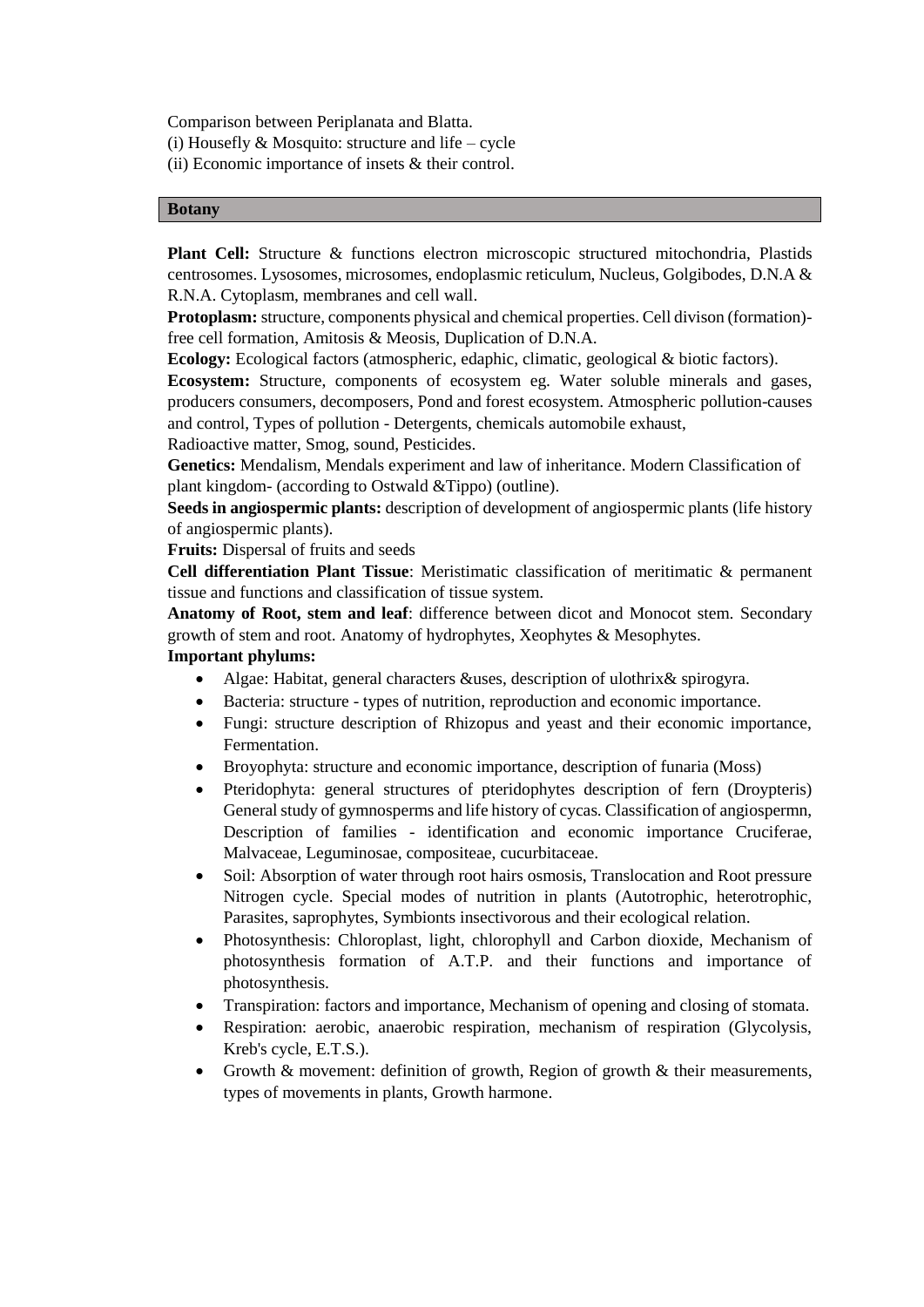Comparison between Periplanata and Blatta.
(i) Housefly & Mosquito: structure and life – cycle
(ii) Economic importance of insets & their control.

## Botany

**Plant Cell:** Structure & functions electron microscopic structured mitochondria, Plastids centrosomes. Lysosomes, microsomes, endoplasmic reticulum, Nucleus, Golgibodes, D.N.A & R.N.A. Cytoplasm, membranes and cell wall.

**Protoplasm:** structure, components physical and chemical properties. Cell divison (formation)-free cell formation, Amitosis & Meosis, Duplication of D.N.A.

**Ecology:** Ecological factors (atmospheric, edaphic, climatic, geological & biotic factors).

**Ecosystem:** Structure, components of ecosystem eg. Water soluble minerals and gases, producers consumers, decomposers, Pond and forest ecosystem. Atmospheric pollution-causes and control, Types of pollution - Detergents, chemicals automobile exhaust, Radioactive matter, Smog, sound, Pesticides.

**Genetics:** Mendalism, Mendals experiment and law of inheritance. Modern Classification of plant kingdom- (according to Ostwald &Tippo) (outline).

**Seeds in angiospermic plants:** description of development of angiospermic plants (life history of angiospermic plants).

**Fruits:** Dispersal of fruits and seeds

**Cell differentiation Plant Tissue**: Meristimatic classification of meritimatic & permanent tissue and functions and classification of tissue system.

**Anatomy of Root, stem and leaf**: difference between dicot and Monocot stem. Secondary growth of stem and root. Anatomy of hydrophytes, Xeophytes & Mesophytes.

**Important phylums:**

- Algae: Habitat, general characters &uses, description of ulothrix& spirogyra.
- Bacteria: structure - types of nutrition, reproduction and economic importance.
- Fungi: structure description of Rhizopus and yeast and their economic importance, Fermentation.
- Broyophyta: structure and economic importance, description of funaria (Moss)
- Pteridophyta: general structures of pteridophytes description of fern (Droypteris) General study of gymnosperms and life history of cycas. Classification of angiospermn, Description of families - identification and economic importance Cruciferae, Malvaceae, Leguminosae, compositeae, cucurbitaceae.
- Soil: Absorption of water through root hairs osmosis, Translocation and Root pressure Nitrogen cycle. Special modes of nutrition in plants (Autotrophic, heterotrophic, Parasites, saprophytes, Symbionts insectivorous and their ecological relation.
- Photosynthesis: Chloroplast, light, chlorophyll and Carbon dioxide, Mechanism of photosynthesis formation of A.T.P. and their functions and importance of photosynthesis.
- Transpiration: factors and importance, Mechanism of opening and closing of stomata.
- Respiration: aerobic, anaerobic respiration, mechanism of respiration (Glycolysis, Kreb's cycle, E.T.S.).
- Growth & movement: definition of growth, Region of growth & their measurements, types of movements in plants, Growth harmone.